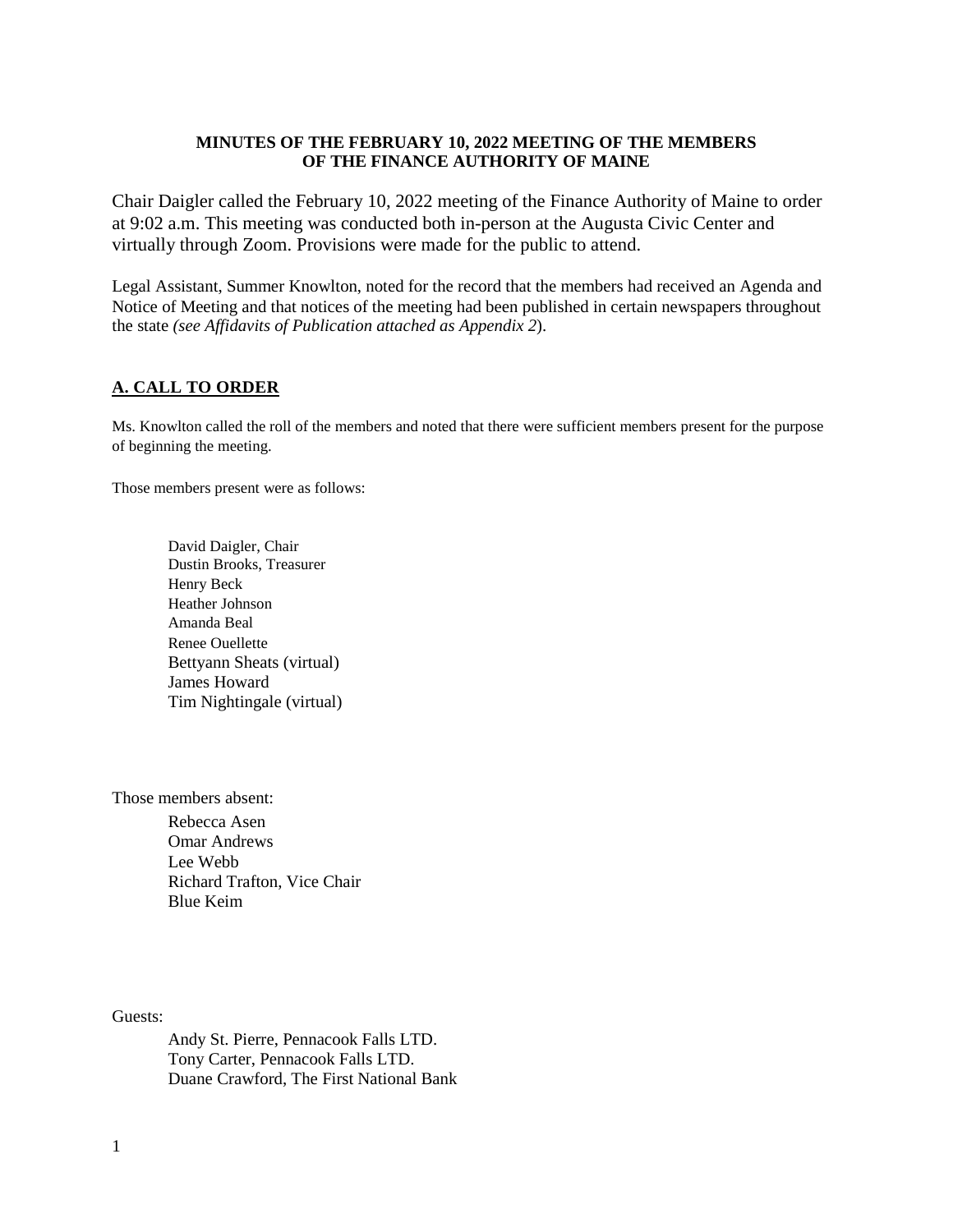**MINUTES OF THE FEBRUARY 10, 2022 MEETING OF THE MEMBERS OF THE FINANCE AUTHORITY OF MAINE**

Chair Daigler called the February 10, 2022 meeting of the Finance Authority of Maine to order at 9:02 a.m. This meeting was conducted both in-person at the Augusta Civic Center and virtually through Zoom. Provisions were made for the public to attend.

Legal Assistant, Summer Knowlton, noted for the record that the members had received an Agenda and Notice of Meeting and that notices of the meeting had been published in certain newspapers throughout the state *(see Affidavits of Publication attached as Appendix 2*).

## A. CALL TO ORDER

Ms. Knowlton called the roll of the members and noted that there were sufficient members present for the purpose of beginning the meeting.

Those members present were as follows:

David Daigler, Chair
Dustin Brooks, Treasurer
Henry Beck
Heather Johnson
Amanda Beal
Renee Ouellette
Bettyann Sheats (virtual)
James Howard
Tim Nightingale (virtual)

Those members absent:

Rebecca Asen
Omar Andrews
Lee Webb
Richard Trafton, Vice Chair
Blue Keim

Guests:

Andy St. Pierre, Pennacook Falls LTD.
Tony Carter, Pennacook Falls LTD.
Duane Crawford, The First National Bank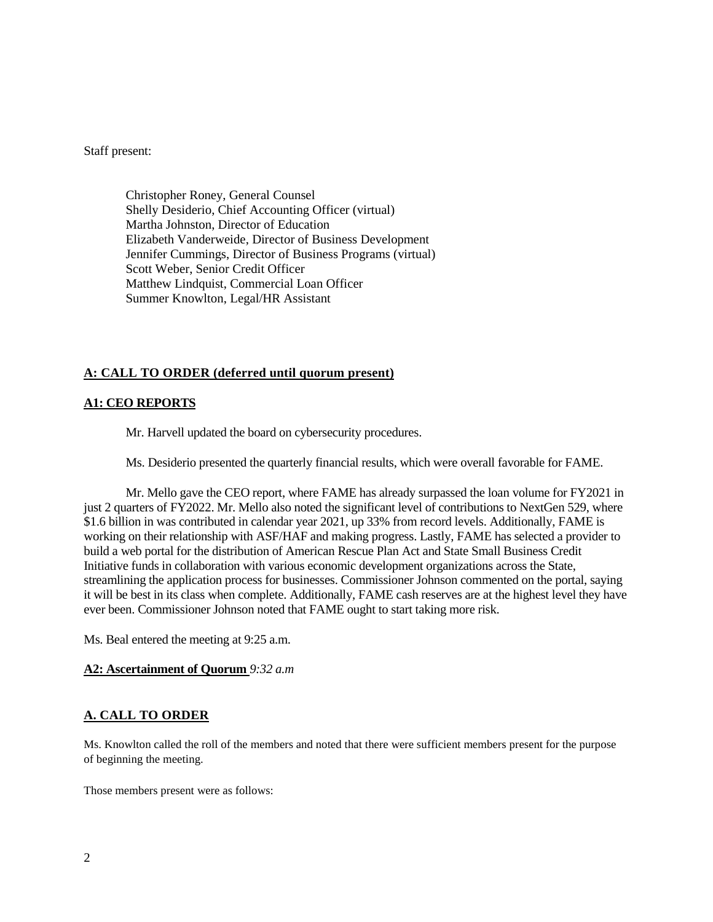Staff present:

Christopher Roney, General Counsel
Shelly Desiderio, Chief Accounting Officer (virtual)
Martha Johnston, Director of Education
Elizabeth Vanderweide, Director of Business Development
Jennifer Cummings, Director of Business Programs (virtual)
Scott Weber, Senior Credit Officer
Matthew Lindquist, Commercial Loan Officer
Summer Knowlton, Legal/HR Assistant

**A: CALL TO ORDER (deferred until quorum present)**

**A1: CEO REPORTS**

Mr. Harvell updated the board on cybersecurity procedures.

Ms. Desiderio presented the quarterly financial results, which were overall favorable for FAME.

Mr. Mello gave the CEO report, where FAME has already surpassed the loan volume for FY2021 in just 2 quarters of FY2022. Mr. Mello also noted the significant level of contributions to NextGen 529, where $1.6 billion in was contributed in calendar year 2021, up 33% from record levels. Additionally, FAME is working on their relationship with ASF/HAF and making progress. Lastly, FAME has selected a provider to build a web portal for the distribution of American Rescue Plan Act and State Small Business Credit Initiative funds in collaboration with various economic development organizations across the State, streamlining the application process for businesses. Commissioner Johnson commented on the portal, saying it will be best in its class when complete. Additionally, FAME cash reserves are at the highest level they have ever been. Commissioner Johnson noted that FAME ought to start taking more risk.

Ms. Beal entered the meeting at 9:25 a.m.

**A2: Ascertainment of Quorum** *9:32 a.m*

**A. CALL TO ORDER**

Ms. Knowlton called the roll of the members and noted that there were sufficient members present for the purpose of beginning the meeting.

Those members present were as follows: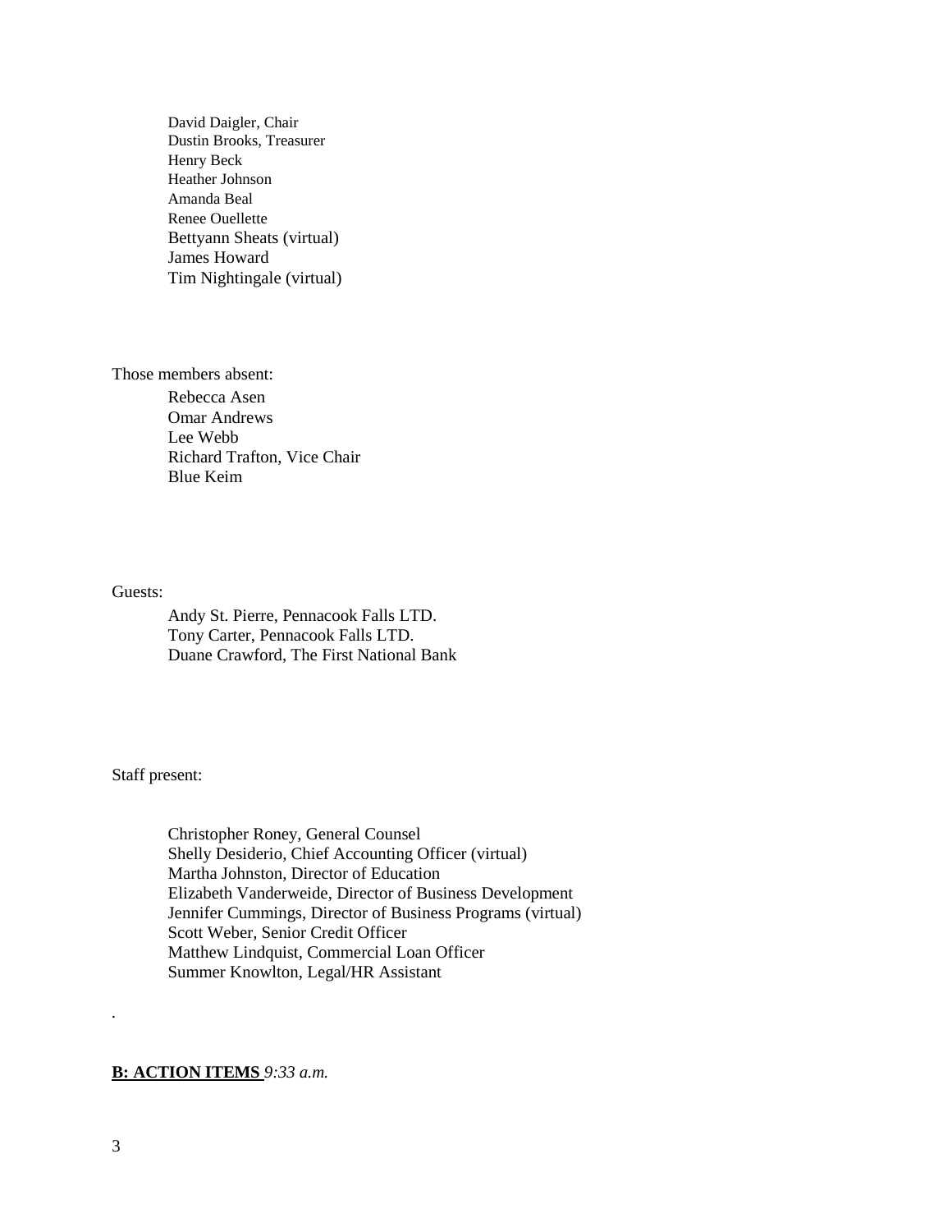David Daigler, Chair
Dustin Brooks, Treasurer
Henry Beck
Heather Johnson
Amanda Beal
Renee Ouellette
Bettyann Sheats (virtual)
James Howard
Tim Nightingale (virtual)

Those members absent:

Rebecca Asen
Omar Andrews
Lee Webb
Richard Trafton, Vice Chair
Blue Keim

Guests:

Andy St. Pierre, Pennacook Falls LTD.
Tony Carter, Pennacook Falls LTD.
Duane Crawford, The First National Bank

Staff present:

Christopher Roney, General Counsel
Shelly Desiderio, Chief Accounting Officer (virtual)
Martha Johnston, Director of Education
Elizabeth Vanderweide, Director of Business Development
Jennifer Cummings, Director of Business Programs (virtual)
Scott Weber, Senior Credit Officer
Matthew Lindquist, Commercial Loan Officer
Summer Knowlton, Legal/HR Assistant

.

**B: ACTION ITEMS** *9:33 a.m.*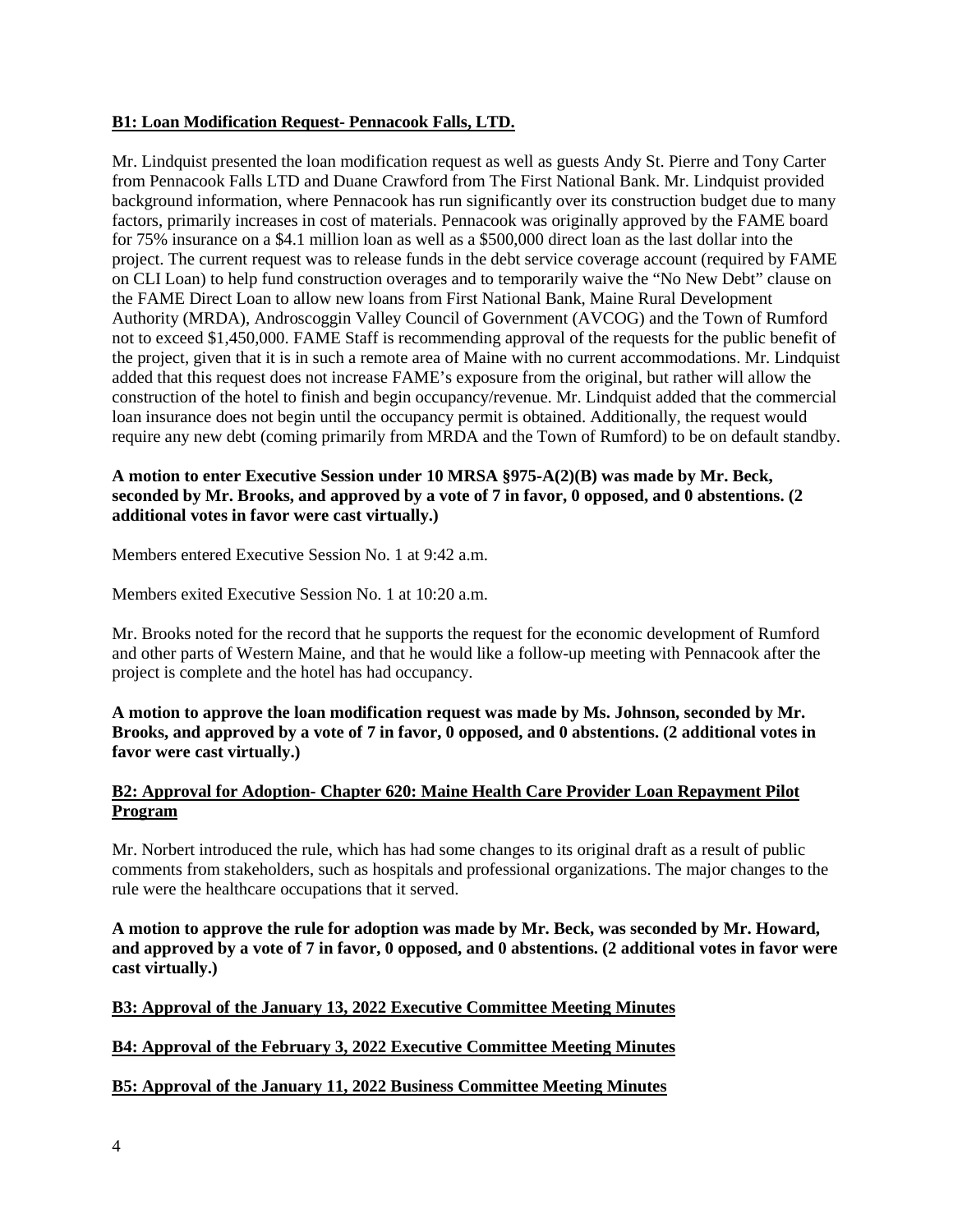**B1: Loan Modification Request- Pennacook Falls, LTD.**

Mr. Lindquist presented the loan modification request as well as guests Andy St. Pierre and Tony Carter from Pennacook Falls LTD and Duane Crawford from The First National Bank. Mr. Lindquist provided background information, where Pennacook has run significantly over its construction budget due to many factors, primarily increases in cost of materials. Pennacook was originally approved by the FAME board for 75% insurance on a $4.1 million loan as well as a $500,000 direct loan as the last dollar into the project. The current request was to release funds in the debt service coverage account (required by FAME on CLI Loan) to help fund construction overages and to temporarily waive the "No New Debt" clause on the FAME Direct Loan to allow new loans from First National Bank, Maine Rural Development Authority (MRDA), Androscoggin Valley Council of Government (AVCOG) and the Town of Rumford not to exceed $1,450,000. FAME Staff is recommending approval of the requests for the public benefit of the project, given that it is in such a remote area of Maine with no current accommodations. Mr. Lindquist added that this request does not increase FAME's exposure from the original, but rather will allow the construction of the hotel to finish and begin occupancy/revenue. Mr. Lindquist added that the commercial loan insurance does not begin until the occupancy permit is obtained. Additionally, the request would require any new debt (coming primarily from MRDA and the Town of Rumford) to be on default standby.

**A motion to enter Executive Session under 10 MRSA §975-A(2)(B) was made by Mr. Beck, seconded by Mr. Brooks, and approved by a vote of 7 in favor, 0 opposed, and 0 abstentions. (2 additional votes in favor were cast virtually.)**

Members entered Executive Session No. 1 at 9:42 a.m.

Members exited Executive Session No. 1 at 10:20 a.m.

Mr. Brooks noted for the record that he supports the request for the economic development of Rumford and other parts of Western Maine, and that he would like a follow-up meeting with Pennacook after the project is complete and the hotel has had occupancy.

**A motion to approve the loan modification request was made by Ms. Johnson, seconded by Mr. Brooks, and approved by a vote of 7 in favor, 0 opposed, and 0 abstentions. (2 additional votes in favor were cast virtually.)**

**B2: Approval for Adoption- Chapter 620: Maine Health Care Provider Loan Repayment Pilot Program**

Mr. Norbert introduced the rule, which has had some changes to its original draft as a result of public comments from stakeholders, such as hospitals and professional organizations. The major changes to the rule were the healthcare occupations that it served.

**A motion to approve the rule for adoption was made by Mr. Beck, was seconded by Mr. Howard, and approved by a vote of 7 in favor, 0 opposed, and 0 abstentions. (2 additional votes in favor were cast virtually.)**

**B3: Approval of the January 13, 2022 Executive Committee Meeting Minutes**

**B4: Approval of the February 3, 2022 Executive Committee Meeting Minutes**

**B5: Approval of the January 11, 2022 Business Committee Meeting Minutes**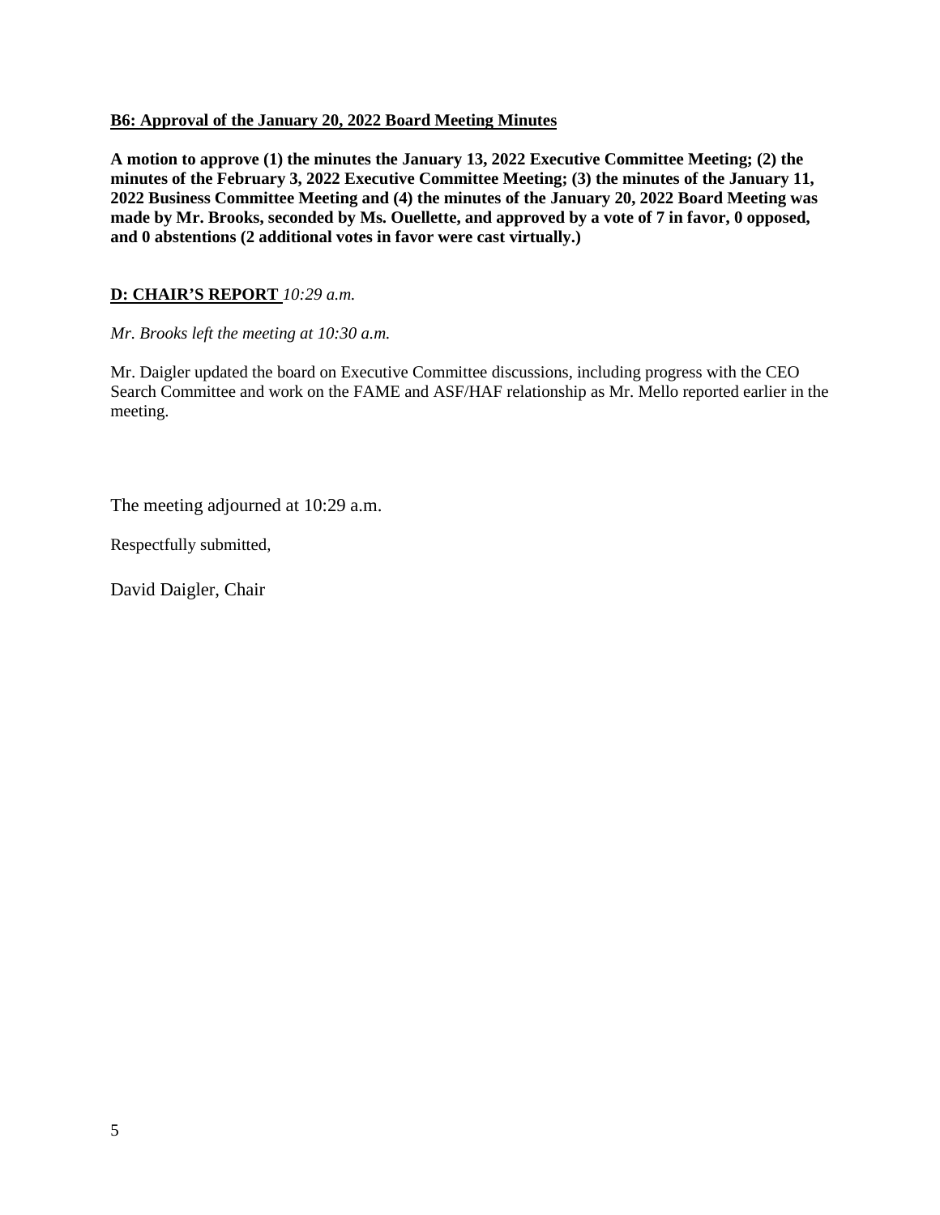**B6: Approval of the January 20, 2022 Board Meeting Minutes**

**A motion to approve (1) the minutes the January 13, 2022 Executive Committee Meeting; (2) the minutes of the February 3, 2022 Executive Committee Meeting; (3) the minutes of the January 11, 2022 Business Committee Meeting and (4) the minutes of the January 20, 2022 Board Meeting was made by Mr. Brooks, seconded by Ms. Ouellette, and approved by a vote of 7 in favor, 0 opposed, and 0 abstentions (2 additional votes in favor were cast virtually.)**

**D: CHAIR'S REPORT** *10:29 a.m.*

*Mr. Brooks left the meeting at 10:30 a.m.*

Mr. Daigler updated the board on Executive Committee discussions, including progress with the CEO Search Committee and work on the FAME and ASF/HAF relationship as Mr. Mello reported earlier in the meeting.

The meeting adjourned at 10:29 a.m.

Respectfully submitted,

David Daigler, Chair